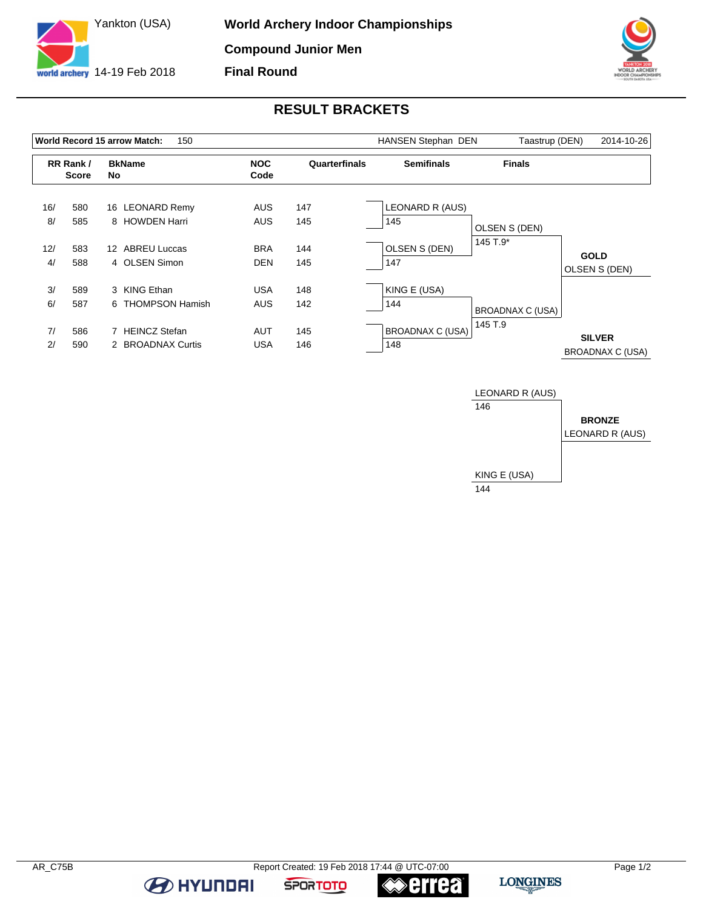Yankton (USA)

14-19 Feb 2018

**World Archery Indoor Championships**

**Compound Junior Men**

**Final Round**

## RESULT BRACKETS

| **World Record 15 arrow Match:** | 150 | HANSEN Stephan DEN | Taastrup (DEN) | 2014-10-26 |
|---|---|---|---|---|

| RR Rank / | Score | BkName No | | NOC Code | Quarterfinals |
|---|---|---|---|---|---|
| 16/ | 580 | 16 | LEONARD Remy | AUS | 147 |
| 8/ | 585 | 8 | HOWDEN Harri | AUS | 145 |
| 12/ | 583 | 12 | ABREU Luccas | BRA | 144 |
| 4/ | 588 | 4 | OLSEN Simon | DEN | 145 |
| 3/ | 589 | 3 | KING Ethan | USA | 148 |
| 6/ | 587 | 6 | THOMPSON Hamish | AUS | 142 |
| 7/ | 586 | 7 | HEINCZ Stefan | AUT | 145 |
| 2/ | 590 | 2 | BROADNAX Curtis | USA | 146 |

**Semifinals**

LEONARD R (AUS) 145

OLSEN S (DEN) 147

KING E (USA) 144

BROADNAX C (USA) 148

**Finals**

OLSEN S (DEN) 145 T.9*

BROADNAX C (USA) 145 T.9

**GOLD**
OLSEN S (DEN)

**SILVER**
BROADNAX C (USA)

LEONARD R (AUS) 146

KING E (USA) 144

**BRONZE**
LEONARD R (AUS)

AR_C75B

Report Created: 19 Feb 2018 17:44 @ UTC-07:00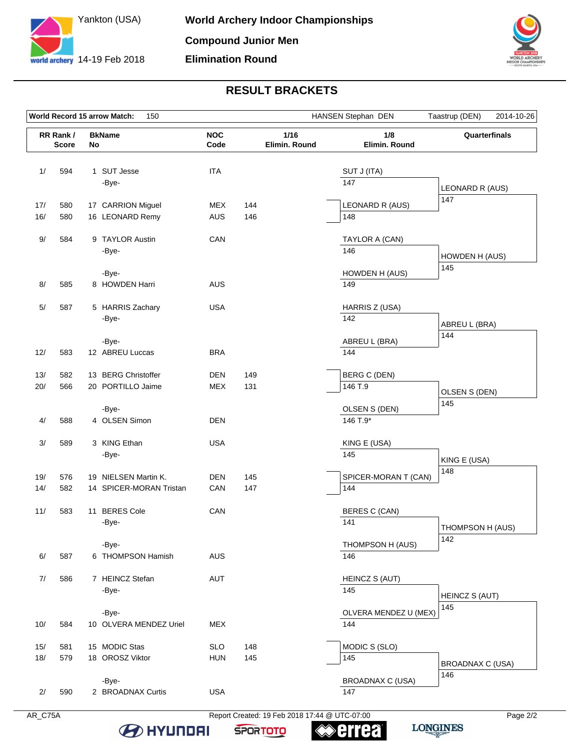# World Archery Indoor Championships

**Yankton (USA)**
**14-19 Feb 2018**

**Compound Junior Men**

**Elimination Round**

## RESULT BRACKETS

| World Record 15 arrow Match: | 150 | HANSEN Stephan DEN | Taastrup (DEN) | 2014-10-26 |
|---|---|---|---|---|

| RR Rank / Score | | BkName No | | NOC Code | 1/16 Elimin. Round | 1/8 Elimin. Round | | Quarterfinals | |
|---|---|---|---|---|---|---|---|---|---|
| 1/ | 594 | 1 | SUT Jesse | ITA | | SUT J (ITA) | 147 | LEONARD R (AUS) | 147 |
| | | | -Bye- | | | | | | |
| 17/ | 580 | 17 | CARRION Miguel | MEX | 144 | LEONARD R (AUS) | 148 | | |
| 16/ | 580 | 16 | LEONARD Remy | AUS | 146 | | | | |
| 9/ | 584 | 9 | TAYLOR Austin | CAN | | TAYLOR A (CAN) | 146 | HOWDEN H (AUS) | 145 |
| | | | -Bye- | | | | | | |
| | | | -Bye- | | | HOWDEN H (AUS) | 149 | | |
| 8/ | 585 | 8 | HOWDEN Harri | AUS | | | | | |
| 5/ | 587 | 5 | HARRIS Zachary | USA | | HARRIS Z (USA) | 142 | ABREU L (BRA) | 144 |
| | | | -Bye- | | | | | | |
| | | | -Bye- | | | ABREU L (BRA) | 144 | | |
| 12/ | 583 | 12 | ABREU Luccas | BRA | | | | | |
| 13/ | 582 | 13 | BERG Christoffer | DEN | 149 | BERG C (DEN) | 146 T.9 | OLSEN S (DEN) | 145 |
| 20/ | 566 | 20 | PORTILLO Jaime | MEX | 131 | | | | |
| | | | -Bye- | | | OLSEN S (DEN) | 146 T.9* | | |
| 4/ | 588 | 4 | OLSEN Simon | DEN | | | | | |
| 3/ | 589 | 3 | KING Ethan | USA | | KING E (USA) | 145 | KING E (USA) | 148 |
| | | | -Bye- | | | | | | |
| 19/ | 576 | 19 | NIELSEN Martin K. | DEN | 145 | SPICER-MORAN T (CAN) | 144 | | |
| 14/ | 582 | 14 | SPICER-MORAN Tristan | CAN | 147 | | | | |
| 11/ | 583 | 11 | BERES Cole | CAN | | BERES C (CAN) | 141 | THOMPSON H (AUS) | 142 |
| | | | -Bye- | | | | | | |
| | | | -Bye- | | | THOMPSON H (AUS) | 146 | | |
| 6/ | 587 | 6 | THOMPSON Hamish | AUS | | | | | |
| 7/ | 586 | 7 | HEINCZ Stefan | AUT | | HEINCZ S (AUT) | 145 | HEINCZ S (AUT) | 145 |
| | | | -Bye- | | | | | | |
| | | | -Bye- | | | OLVERA MENDEZ U (MEX) | 144 | | |
| 10/ | 584 | 10 | OLVERA MENDEZ Uriel | MEX | | | | | |
| 15/ | 581 | 15 | MODIC Stas | SLO | 148 | MODIC S (SLO) | 145 | BROADNAX C (USA) | 146 |
| 18/ | 579 | 18 | OROSZ Viktor | HUN | 145 | | | | |
| | | | -Bye- | | | BROADNAX C (USA) | 147 | | |
| 2/ | 590 | 2 | BROADNAX Curtis | USA | | | | | |

AR_C75A    Report Created: 19 Feb 2018 17:44 @ UTC-07:00